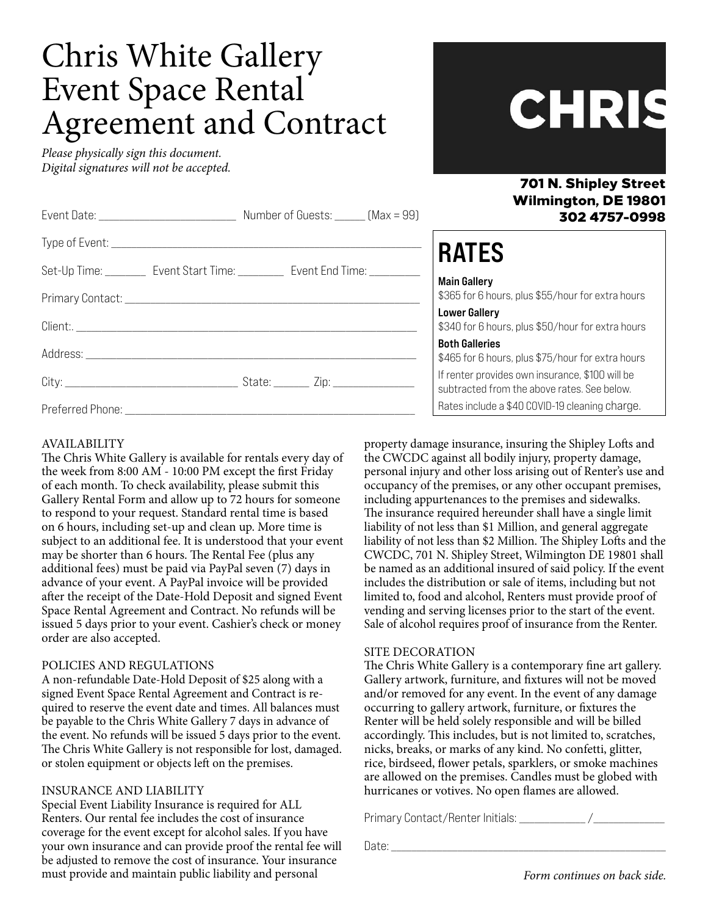# Chris White Gallery Event Space Rental Agreement and Contract

*Please physically sign this document.*
*Digital signatures will not be accepted.*

CHRIS

**701 N. Shipley Street**
**Wilmington, DE 19801**
**302 4757-0998**

Event Date: ________________________ Number of Guests: _____ (Max = 99)

Type of Event: ______________________________________________________

Set-Up Time: _______ Event Start Time: ________ Event End Time: ________

Primary Contact: ____________________________________________________

Client:. ___________________________________________________________

Address: __________________________________________________________

City: _____________________________ State: ______ Zip: _____________

Preferred Phone: ____________________________________________________

## RATES

**Main Gallery**
$365 for 6 hours, plus $55/hour for extra hours

**Lower Gallery**
$340 for 6 hours, plus $50/hour for extra hours

**Both Galleries**
$465 for 6 hours, plus $75/hour for extra hours

If renter provides own insurance, $100 will be subtracted from the above rates. See below.

Rates include a $40 COVID-19 cleaning charge.

### AVAILABILITY

The Chris White Gallery is available for rentals every day of the week from 8:00 AM - 10:00 PM except the first Friday of each month. To check availability, please submit this Gallery Rental Form and allow up to 72 hours for someone to respond to your request. Standard rental time is based on 6 hours, including set-up and clean up. More time is subject to an additional fee. It is understood that your event may be shorter than 6 hours. The Rental Fee (plus any additional fees) must be paid via PayPal seven (7) days in advance of your event. A PayPal invoice will be provided after the receipt of the Date-Hold Deposit and signed Event Space Rental Agreement and Contract. No refunds will be issued 5 days prior to your event. Cashier's check or money order are also accepted.

### POLICIES AND REGULATIONS

A non-refundable Date-Hold Deposit of $25 along with a signed Event Space Rental Agreement and Contract is required to reserve the event date and times. All balances must be payable to the Chris White Gallery 7 days in advance of the event. No refunds will be issued 5 days prior to the event. The Chris White Gallery is not responsible for lost, damaged. or stolen equipment or objects left on the premises.

### INSURANCE AND LIABILITY

Special Event Liability Insurance is required for ALL Renters. Our rental fee includes the cost of insurance coverage for the event except for alcohol sales. If you have your own insurance and can provide proof the rental fee will be adjusted to remove the cost of insurance. Your insurance must provide and maintain public liability and personal property damage insurance, insuring the Shipley Lofts and the CWCDC against all bodily injury, property damage, personal injury and other loss arising out of Renter's use and occupancy of the premises, or any other occupant premises, including appurtenances to the premises and sidewalks. The insurance required hereunder shall have a single limit liability of not less than $1 Million, and general aggregate liability of not less than $2 Million. The Shipley Lofts and the CWCDC, 701 N. Shipley Street, Wilmington DE 19801 shall be named as an additional insured of said policy. If the event includes the distribution or sale of items, including but not limited to, food and alcohol, Renters must provide proof of vending and serving licenses prior to the start of the event. Sale of alcohol requires proof of insurance from the Renter.

### SITE DECORATION

The Chris White Gallery is a contemporary fine art gallery. Gallery artwork, furniture, and fixtures will not be moved and/or removed for any event. In the event of any damage occurring to gallery artwork, furniture, or fixtures the Renter will be held solely responsible and will be billed accordingly. This includes, but is not limited to, scratches, nicks, breaks, or marks of any kind. No confetti, glitter, rice, birdseed, flower petals, sparklers, or smoke machines are allowed on the premises. Candles must be globed with hurricanes or votives. No open flames are allowed.

Primary Contact/Renter Initials: ___________ /____________

Date: ____________________________________________

*Form continues on back side.*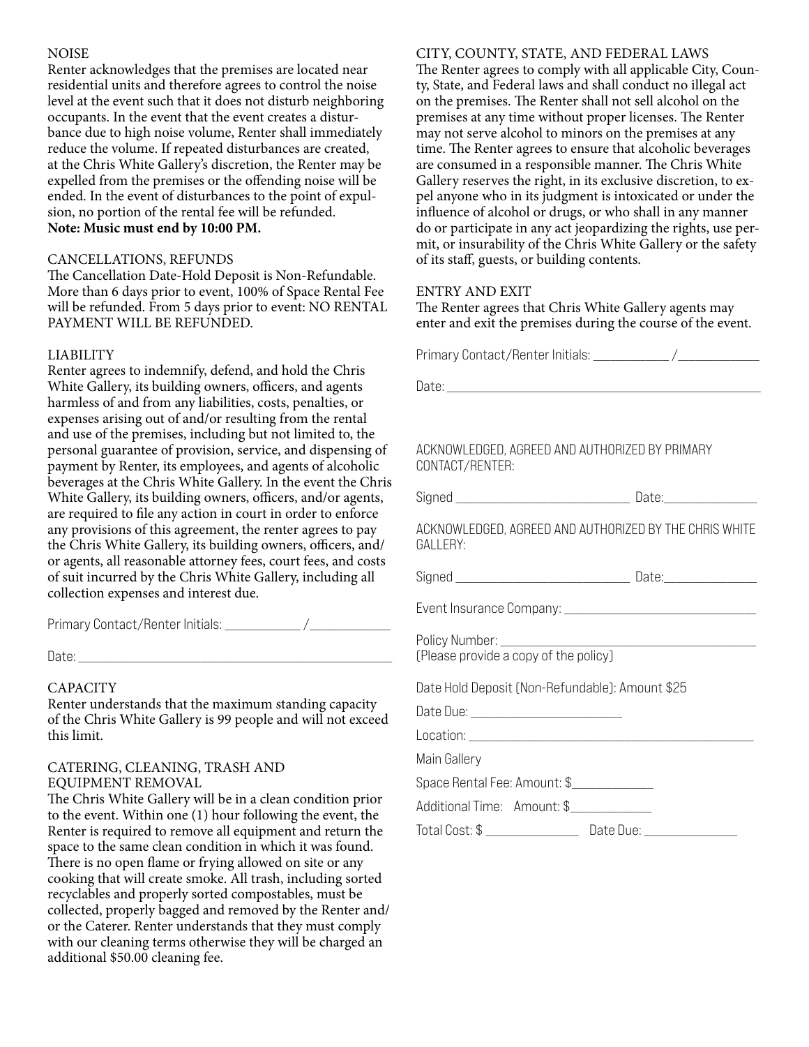## NOISE

Renter acknowledges that the premises are located near residential units and therefore agrees to control the noise level at the event such that it does not disturb neighboring occupants. In the event that the event creates a disturbance due to high noise volume, Renter shall immediately reduce the volume. If repeated disturbances are created, at the Chris White Gallery's discretion, the Renter may be expelled from the premises or the offending noise will be ended. In the event of disturbances to the point of expulsion, no portion of the rental fee will be refunded.
**Note: Music must end by 10:00 PM.**

## CANCELLATIONS, REFUNDS

The Cancellation Date-Hold Deposit is Non-Refundable. More than 6 days prior to event, 100% of Space Rental Fee will be refunded. From 5 days prior to event: NO RENTAL PAYMENT WILL BE REFUNDED.

## LIABILITY

Renter agrees to indemnify, defend, and hold the Chris White Gallery, its building owners, officers, and agents harmless of and from any liabilities, costs, penalties, or expenses arising out of and/or resulting from the rental and use of the premises, including but not limited to, the personal guarantee of provision, service, and dispensing of payment by Renter, its employees, and agents of alcoholic beverages at the Chris White Gallery. In the event the Chris White Gallery, its building owners, officers, and/or agents, are required to file any action in court in order to enforce any provisions of this agreement, the renter agrees to pay the Chris White Gallery, its building owners, officers, and/or agents, all reasonable attorney fees, court fees, and costs of suit incurred by the Chris White Gallery, including all collection expenses and interest due.

Primary Contact/Renter Initials: ____________ /_____________

Date: ___________________________________________________

## CAPACITY

Renter understands that the maximum standing capacity of the Chris White Gallery is 99 people and will not exceed this limit.

## CATERING, CLEANING, TRASH AND EQUIPMENT REMOVAL

The Chris White Gallery will be in a clean condition prior to the event. Within one (1) hour following the event, the Renter is required to remove all equipment and return the space to the same clean condition in which it was found. There is no open flame or frying allowed on site or any cooking that will create smoke. All trash, including sorted recyclables and properly sorted compostables, must be collected, properly bagged and removed by the Renter and/or the Caterer. Renter understands that they must comply with our cleaning terms otherwise they will be charged an additional $50.00 cleaning fee.

## CITY, COUNTY, STATE, AND FEDERAL LAWS

The Renter agrees to comply with all applicable City, County, State, and Federal laws and shall conduct no illegal act on the premises. The Renter shall not sell alcohol on the premises at any time without proper licenses. The Renter may not serve alcohol to minors on the premises at any time. The Renter agrees to ensure that alcoholic beverages are consumed in a responsible manner. The Chris White Gallery reserves the right, in its exclusive discretion, to expel anyone who in its judgment is intoxicated or under the influence of alcohol or drugs, or who shall in any manner do or participate in any act jeopardizing the rights, use permit, or insurability of the Chris White Gallery or the safety of its staff, guests, or building contents.

## ENTRY AND EXIT

The Renter agrees that Chris White Gallery agents may enter and exit the premises during the course of the event.

Primary Contact/Renter Initials: ____________ /_____________

Date: ___________________________________________________

ACKNOWLEDGED, AGREED AND AUTHORIZED BY PRIMARY CONTACT/RENTER:

Signed ____________________________ Date:_______________

ACKNOWLEDGED, AGREED AND AUTHORIZED BY THE CHRIS WHITE GALLERY:

Signed ____________________________ Date:_______________

Event Insurance Company: ________________________________

Policy Number: __________________________________________
(Please provide a copy of the policy)

Date Hold Deposit (Non-Refundable): Amount $25

Date Due: _________________________

Location: _______________________________________________

Main Gallery

Space Rental Fee: Amount: $_____________

Additional Time: Amount: $_____________

Total Cost: $ _______________ Date Due: _______________